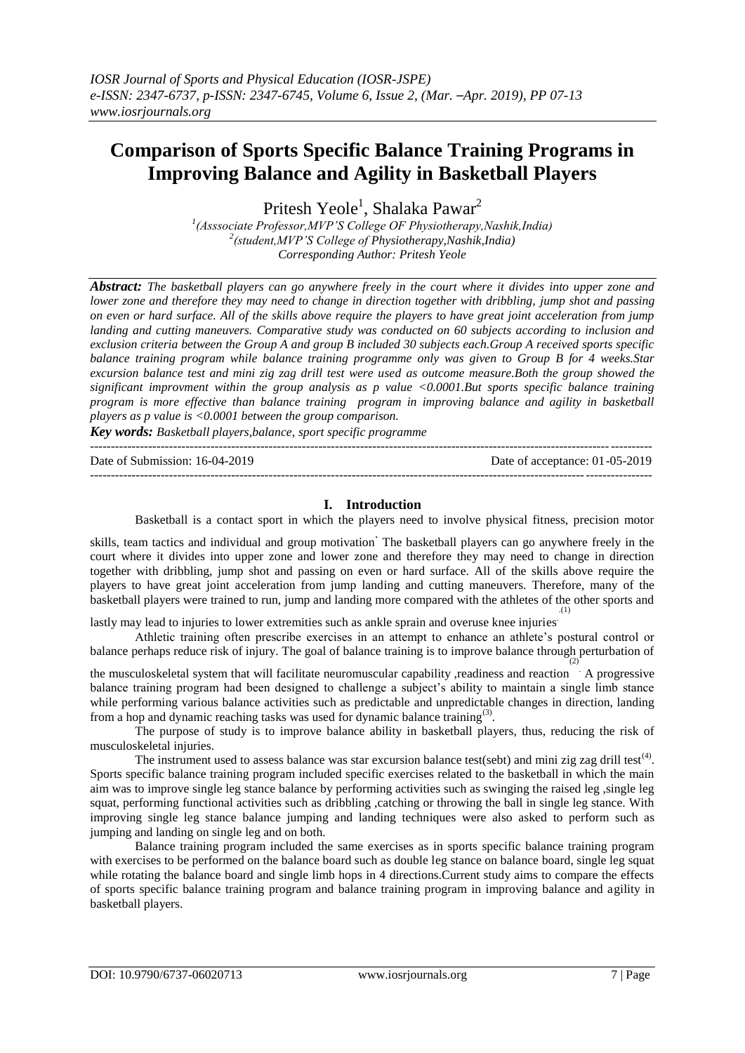# Comparison of Sports Specific Balance Training Programs in Improving Balance and Agility in Basketball Players

Pritesh Yeole[1], Shalaka Pawar[2]

[1](Asssociate Professor,MVP'S College OF Physiotherapy,Nashik,India)
[2](student,MVP'S College of Physiotherapy,Nashik,India)
Corresponding Author: Pritesh Yeole

***Abstract:*** *The basketball players can go anywhere freely in the court where it divides into upper zone and lower zone and therefore they may need to change in direction together with dribbling, jump shot and passing on even or hard surface. All of the skills above require the players to have great joint acceleration from jump landing and cutting maneuvers. Comparative study was conducted on 60 subjects according to inclusion and exclusion criteria between the Group A and group B included 30 subjects each.Group A received sports specific balance training program while balance training programme only was given to Group B for 4 weeks.Star excursion balance test and mini zig zag drill test were used as outcome measure.Both the group showed the significant improvment within the group analysis as p value <0.0001.But sports specific balance training program is more effective than balance training program in improving balance and agility in basketball players as p value is <0.0001 between the group comparison.*

***Key words:*** *Basketball players,balance, sport specific programme*

Date of Submission: 16-04-2019 Date of acceptance: 01-05-2019

## I. Introduction

Basketball is a contact sport in which the players need to involve physical fitness, precision motor skills, team tactics and individual and group motivation. The basketball players can go anywhere freely in the court where it divides into upper zone and lower zone and therefore they may need to change in direction together with dribbling, jump shot and passing on even or hard surface. All of the skills above require the players to have great joint acceleration from jump landing and cutting maneuvers. Therefore, many of the basketball players were trained to run, jump and landing more compared with the athletes of the other sports and lastly may lead to injuries to lower extremities such as ankle sprain and overuse knee injuries.[(1)]

Athletic training often prescribe exercises in an attempt to enhance an athlete's postural control or balance perhaps reduce risk of injury. The goal of balance training is to improve balance through perturbation of the musculoskeletal system that will facilitate neuromuscular capability ,readiness and reaction[(2)]. A progressive balance training program had been designed to challenge a subject's ability to maintain a single limb stance while performing various balance activities such as predictable and unpredictable changes in direction, landing from a hop and dynamic reaching tasks was used for dynamic balance training[(3)].

The purpose of study is to improve balance ability in basketball players, thus, reducing the risk of musculoskeletal injuries.

The instrument used to assess balance was star excursion balance test(sebt) and mini zig zag drill test[(4)]. Sports specific balance training program included specific exercises related to the basketball in which the main aim was to improve single leg stance balance by performing activities such as swinging the raised leg ,single leg squat, performing functional activities such as dribbling ,catching or throwing the ball in single leg stance. With improving single leg stance balance jumping and landing techniques were also asked to perform such as jumping and landing on single leg and on both.

Balance training program included the same exercises as in sports specific balance training program with exercises to be performed on the balance board such as double leg stance on balance board, single leg squat while rotating the balance board and single limb hops in 4 directions.Current study aims to compare the effects of sports specific balance training program and balance training program in improving balance and agility in basketball players.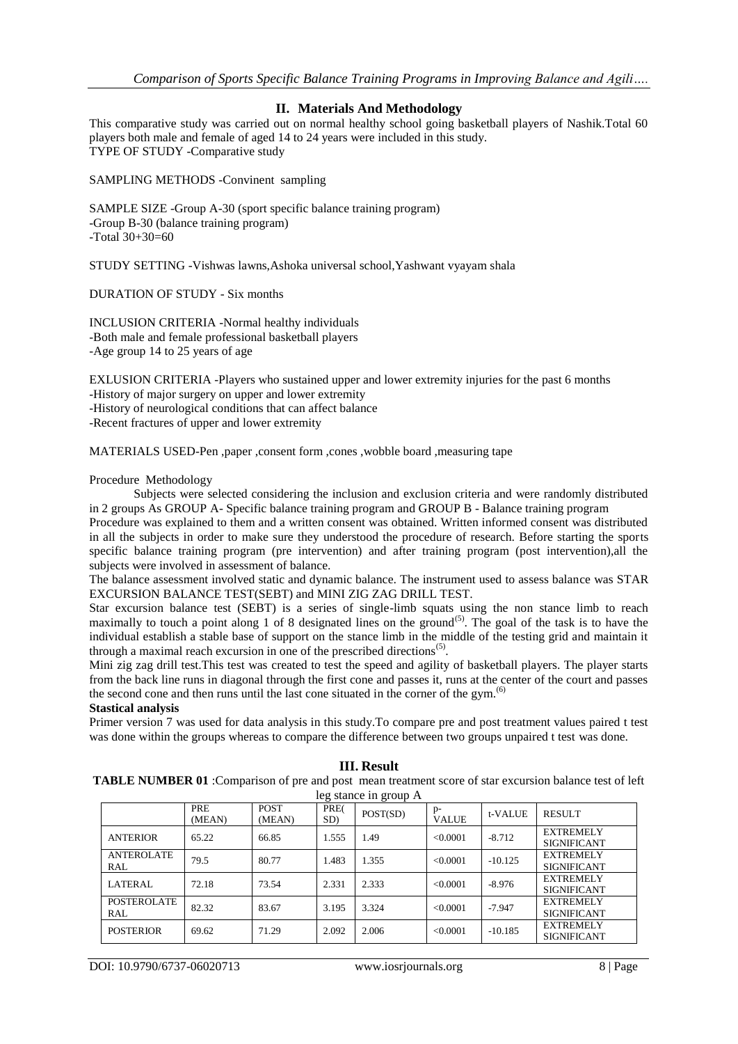## II. Materials And Methodology

This comparative study was carried out on normal healthy school going basketball players of Nashik.Total 60 players both male and female of aged 14 to 24 years were included in this study.
TYPE OF STUDY -Comparative study

SAMPLING METHODS -Convinent sampling

SAMPLE SIZE -Group A-30 (sport specific balance training program)
-Group B-30 (balance training program)
-Total 30+30=60

STUDY SETTING -Vishwas lawns,Ashoka universal school,Yashwant vyayam shala

DURATION OF STUDY - Six months

INCLUSION CRITERIA -Normal healthy individuals
-Both male and female professional basketball players
-Age group 14 to 25 years of age

EXLUSION CRITERIA -Players who sustained upper and lower extremity injuries for the past 6 months
-History of major surgery on upper and lower extremity
-History of neurological conditions that can affect balance
-Recent fractures of upper and lower extremity

MATERIALS USED-Pen ,paper ,consent form ,cones ,wobble board ,measuring tape

Procedure Methodology

Subjects were selected considering the inclusion and exclusion criteria and were randomly distributed in 2 groups As GROUP A- Specific balance training program and GROUP B - Balance training program

Procedure was explained to them and a written consent was obtained. Written informed consent was distributed in all the subjects in order to make sure they understood the procedure of research. Before starting the sports specific balance training program (pre intervention) and after training program (post intervention),all the subjects were involved in assessment of balance.

The balance assessment involved static and dynamic balance. The instrument used to assess balance was STAR EXCURSION BALANCE TEST(SEBT) and MINI ZIG ZAG DRILL TEST.

Star excursion balance test (SEBT) is a series of single-limb squats using the non stance limb to reach maximally to touch a point along 1 of 8 designated lines on the ground[5]. The goal of the task is to have the individual establish a stable base of support on the stance limb in the middle of the testing grid and maintain it through a maximal reach excursion in one of the prescribed directions[5].

Mini zig zag drill test.This test was created to test the speed and agility of basketball players. The player starts from the back line runs in diagonal through the first cone and passes it, runs at the center of the court and passes the second cone and then runs until the last cone situated in the corner of the gym.[6]

**Stastical analysis**

Primer version 7 was used for data analysis in this study.To compare pre and post treatment values paired t test was done within the groups whereas to compare the difference between two groups unpaired t test was done.

## III. Result

**TABLE NUMBER 01** :Comparison of pre and post mean treatment score of star excursion balance test of left leg stance in group A

| | PRE (MEAN) | POST (MEAN) | PRE( SD) | POST(SD) | p-VALUE | t-VALUE | RESULT |
|---|---|---|---|---|---|---|---|
| ANTERIOR | 65.22 | 66.85 | 1.555 | 1.49 | <0.0001 | -8.712 | EXTREMELY SIGNIFICANT |
| ANTEROLATERAL | 79.5 | 80.77 | 1.483 | 1.355 | <0.0001 | -10.125 | EXTREMELY SIGNIFICANT |
| LATERAL | 72.18 | 73.54 | 2.331 | 2.333 | <0.0001 | -8.976 | EXTREMELY SIGNIFICANT |
| POSTEROLATERAL | 82.32 | 83.67 | 3.195 | 3.324 | <0.0001 | -7.947 | EXTREMELY SIGNIFICANT |
| POSTERIOR | 69.62 | 71.29 | 2.092 | 2.006 | <0.0001 | -10.185 | EXTREMELY SIGNIFICANT |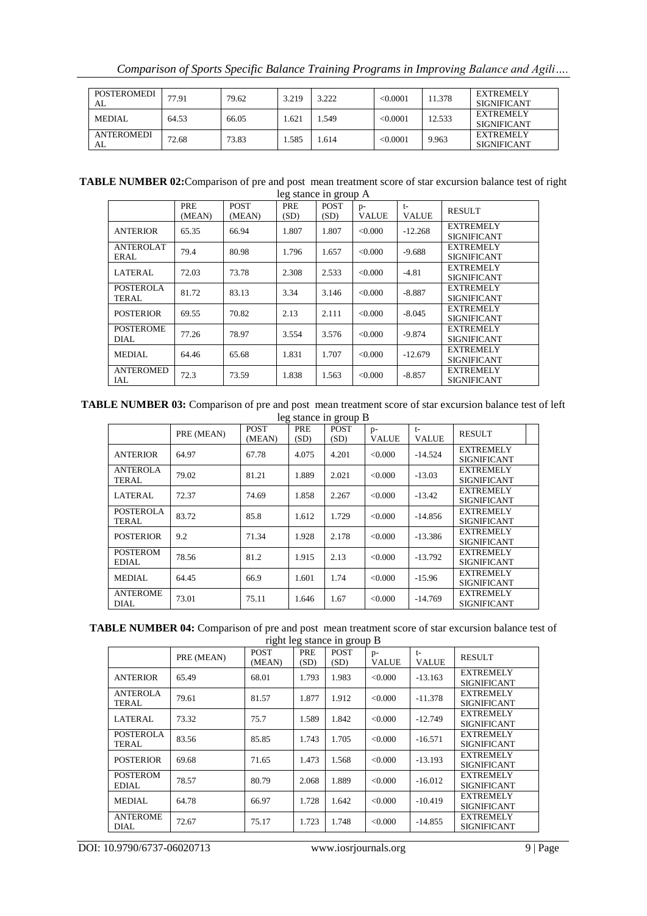| POSTEROMEDIAL | 77.91 | 79.62 | 3.219 | 3.222 | <0.0001 | 11.378 | EXTREMELY SIGNIFICANT |
|---|---|---|---|---|---|---|---|
| MEDIAL | 64.53 | 66.05 | 1.621 | 1.549 | <0.0001 | 12.533 | EXTREMELY SIGNIFICANT |
| ANTEROMEDIAL | 72.68 | 73.83 | 1.585 | 1.614 | <0.0001 | 9.963 | EXTREMELY SIGNIFICANT |

**TABLE NUMBER 02:** Comparison of pre and post mean treatment score of star excursion balance test of right leg stance in group A

| | PRE (MEAN) | POST (MEAN) | PRE (SD) | POST (SD) | p-VALUE | t-VALUE | RESULT |
|---|---|---|---|---|---|---|---|
| ANTERIOR | 65.35 | 66.94 | 1.807 | 1.807 | <0.000 | -12.268 | EXTREMELY SIGNIFICANT |
| ANTEROLATERAL | 79.4 | 80.98 | 1.796 | 1.657 | <0.000 | -9.688 | EXTREMELY SIGNIFICANT |
| LATERAL | 72.03 | 73.78 | 2.308 | 2.533 | <0.000 | -4.81 | EXTREMELY SIGNIFICANT |
| POSTEROLATERAL | 81.72 | 83.13 | 3.34 | 3.146 | <0.000 | -8.887 | EXTREMELY SIGNIFICANT |
| POSTERIOR | 69.55 | 70.82 | 2.13 | 2.111 | <0.000 | -8.045 | EXTREMELY SIGNIFICANT |
| POSTEROMEDIAL | 77.26 | 78.97 | 3.554 | 3.576 | <0.000 | -9.874 | EXTREMELY SIGNIFICANT |
| MEDIAL | 64.46 | 65.68 | 1.831 | 1.707 | <0.000 | -12.679 | EXTREMELY SIGNIFICANT |
| ANTEROMEDIAL | 72.3 | 73.59 | 1.838 | 1.563 | <0.000 | -8.857 | EXTREMELY SIGNIFICANT |

**TABLE NUMBER 03:** Comparison of pre and post mean treatment score of star excursion balance test of left leg stance in group B

| | PRE (MEAN) | POST (MEAN) | PRE (SD) | POST (SD) | p-VALUE | t-VALUE | RESULT |
|---|---|---|---|---|---|---|---|
| ANTERIOR | 64.97 | 67.78 | 4.075 | 4.201 | <0.000 | -14.524 | EXTREMELY SIGNIFICANT |
| ANTEROLATERAL | 79.02 | 81.21 | 1.889 | 2.021 | <0.000 | -13.03 | EXTREMELY SIGNIFICANT |
| LATERAL | 72.37 | 74.69 | 1.858 | 2.267 | <0.000 | -13.42 | EXTREMELY SIGNIFICANT |
| POSTEROLATERAL | 83.72 | 85.8 | 1.612 | 1.729 | <0.000 | -14.856 | EXTREMELY SIGNIFICANT |
| POSTERIOR | 9.2 | 71.34 | 1.928 | 2.178 | <0.000 | -13.386 | EXTREMELY SIGNIFICANT |
| POSTEROMEDIAL | 78.56 | 81.2 | 1.915 | 2.13 | <0.000 | -13.792 | EXTREMELY SIGNIFICANT |
| MEDIAL | 64.45 | 66.9 | 1.601 | 1.74 | <0.000 | -15.96 | EXTREMELY SIGNIFICANT |
| ANTEROMEDIAL | 73.01 | 75.11 | 1.646 | 1.67 | <0.000 | -14.769 | EXTREMELY SIGNIFICANT |

**TABLE NUMBER 04:** Comparison of pre and post mean treatment score of star excursion balance test of right leg stance in group B

| | PRE (MEAN) | POST (MEAN) | PRE (SD) | POST (SD) | p-VALUE | t-VALUE | RESULT |
|---|---|---|---|---|---|---|---|
| ANTERIOR | 65.49 | 68.01 | 1.793 | 1.983 | <0.000 | -13.163 | EXTREMELY SIGNIFICANT |
| ANTEROLATERAL | 79.61 | 81.57 | 1.877 | 1.912 | <0.000 | -11.378 | EXTREMELY SIGNIFICANT |
| LATERAL | 73.32 | 75.7 | 1.589 | 1.842 | <0.000 | -12.749 | EXTREMELY SIGNIFICANT |
| POSTEROLATERAL | 83.56 | 85.85 | 1.743 | 1.705 | <0.000 | -16.571 | EXTREMELY SIGNIFICANT |
| POSTERIOR | 69.68 | 71.65 | 1.473 | 1.568 | <0.000 | -13.193 | EXTREMELY SIGNIFICANT |
| POSTEROMEDIAL | 78.57 | 80.79 | 2.068 | 1.889 | <0.000 | -16.012 | EXTREMELY SIGNIFICANT |
| MEDIAL | 64.78 | 66.97 | 1.728 | 1.642 | <0.000 | -10.419 | EXTREMELY SIGNIFICANT |
| ANTEROMEDIAL | 72.67 | 75.17 | 1.723 | 1.748 | <0.000 | -14.855 | EXTREMELY SIGNIFICANT |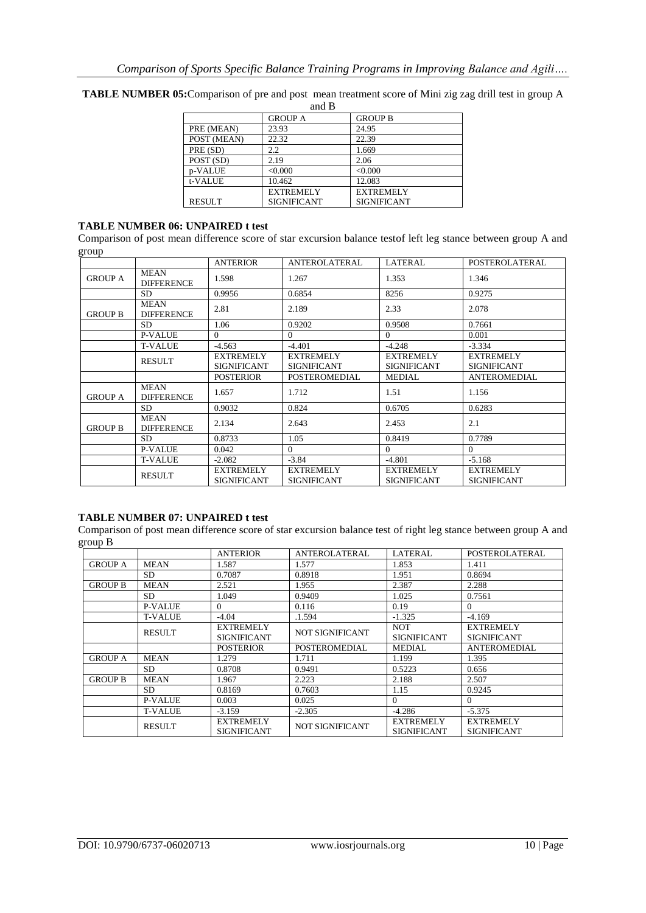**TABLE NUMBER 05:**Comparison of pre and post mean treatment score of Mini zig zag drill test in group A and B

| | GROUP A | GROUP B |
|---|---|---|
| PRE (MEAN) | 23.93 | 24.95 |
| POST (MEAN) | 22.32 | 22.39 |
| PRE (SD) | 2.2 | 1.669 |
| POST (SD) | 2.19 | 2.06 |
| p-VALUE | <0.000 | <0.000 |
| t-VALUE | 10.462 | 12.083 |
| RESULT | EXTREMELY SIGNIFICANT | EXTREMELY SIGNIFICANT |

**TABLE NUMBER 06: UNPAIRED t test**

Comparison of post mean difference score of star excursion balance testof left leg stance between group A and group

| | | ANTERIOR | ANTEROLATERAL | LATERAL | POSTEROLATERAL |
|---|---|---|---|---|---|
| GROUP A | MEAN DIFFERENCE | 1.598 | 1.267 | 1.353 | 1.346 |
| | SD | 0.9956 | 0.6854 | 8256 | 0.9275 |
| GROUP B | MEAN DIFFERENCE | 2.81 | 2.189 | 2.33 | 2.078 |
| | SD | 1.06 | 0.9202 | 0.9508 | 0.7661 |
| | P-VALUE | 0 | 0 | 0 | 0.001 |
| | T-VALUE | -4.563 | -4.401 | -4.248 | -3.334 |
| | RESULT | EXTREMELY SIGNIFICANT | EXTREMELY SIGNIFICANT | EXTREMELY SIGNIFICANT | EXTREMELY SIGNIFICANT |
| | | POSTERIOR | POSTEROMEDIAL | MEDIAL | ANTEROMEDIAL |
| GROUP A | MEAN DIFFERENCE | 1.657 | 1.712 | 1.51 | 1.156 |
| | SD | 0.9032 | 0.824 | 0.6705 | 0.6283 |
| GROUP B | MEAN DIFFERENCE | 2.134 | 2.643 | 2.453 | 2.1 |
| | SD | 0.8733 | 1.05 | 0.8419 | 0.7789 |
| | P-VALUE | 0.042 | 0 | 0 | 0 |
| | T-VALUE | -2.082 | -3.84 | -4.801 | -5.168 |
| | RESULT | EXTREMELY SIGNIFICANT | EXTREMELY SIGNIFICANT | EXTREMELY SIGNIFICANT | EXTREMELY SIGNIFICANT |

**TABLE NUMBER 07: UNPAIRED t test**

Comparison of post mean difference score of star excursion balance test of right leg stance between group A and group B

| | | ANTERIOR | ANTEROLATERAL | LATERAL | POSTEROLATERAL |
|---|---|---|---|---|---|
| GROUP A | MEAN | 1.587 | 1.577 | 1.853 | 1.411 |
| | SD | 0.7087 | 0.8918 | 1.951 | 0.8694 |
| GROUP B | MEAN | 2.521 | 1.955 | 2.387 | 2.288 |
| | SD | 1.049 | 0.9409 | 1.025 | 0.7561 |
| | P-VALUE | 0 | 0.116 | 0.19 | 0 |
| | T-VALUE | -4.04 | .1.594 | -1.325 | -4.169 |
| | RESULT | EXTREMELY SIGNIFICANT | NOT SIGNIFICANT | NOT SIGNIFICANT | EXTREMELY SIGNIFICANT |
| | | POSTERIOR | POSTEROMEDIAL | MEDIAL | ANTEROMEDIAL |
| GROUP A | MEAN | 1.279 | 1.711 | 1.199 | 1.395 |
| | SD | 0.8708 | 0.9491 | 0.5223 | 0.656 |
| GROUP B | MEAN | 1.967 | 2.223 | 2.188 | 2.507 |
| | SD | 0.8169 | 0.7603 | 1.15 | 0.9245 |
| | P-VALUE | 0.003 | 0.025 | 0 | 0 |
| | T-VALUE | -3.159 | -2.305 | -4.286 | -5.375 |
| | RESULT | EXTREMELY SIGNIFICANT | NOT SIGNIFICANT | EXTREMELY SIGNIFICANT | EXTREMELY SIGNIFICANT |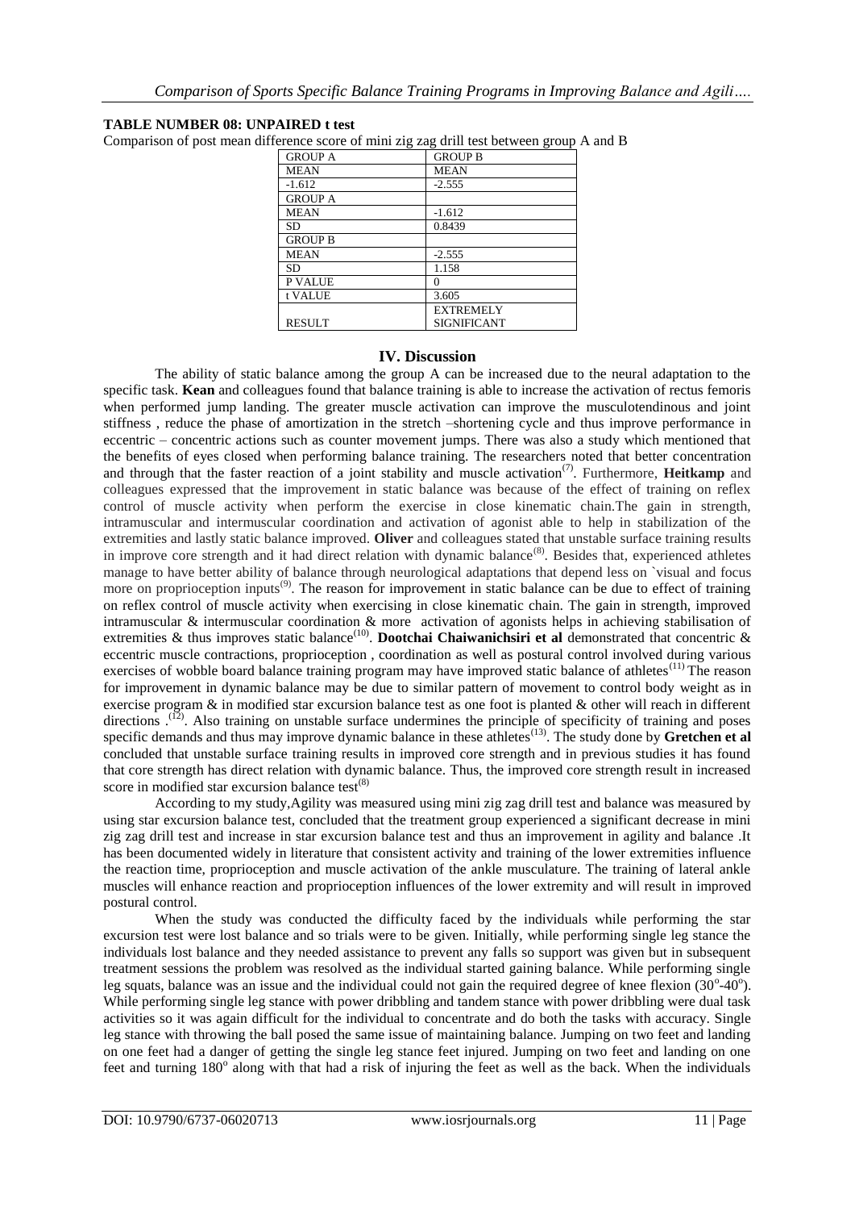**TABLE NUMBER 08: UNPAIRED t test**

Comparison of post mean difference score of mini zig zag drill test between group A and B

| GROUP A | GROUP B |
|---|---|
| MEAN | MEAN |
| -1.612 | -2.555 |
| GROUP A | |
| MEAN | -1.612 |
| SD | 0.8439 |
| GROUP B | |
| MEAN | -2.555 |
| SD | 1.158 |
| P VALUE | 0 |
| t VALUE | 3.605 |
| RESULT | EXTREMELY SIGNIFICANT |

## IV. Discussion

The ability of static balance among the group A can be increased due to the neural adaptation to the specific task. **Kean** and colleagues found that balance training is able to increase the activation of rectus femoris when performed jump landing. The greater muscle activation can improve the musculotendinous and joint stiffness , reduce the phase of amortization in the stretch –shortening cycle and thus improve performance in eccentric – concentric actions such as counter movement jumps. There was also a study which mentioned that the benefits of eyes closed when performing balance training. The researchers noted that better concentration and through that the faster reaction of a joint stability and muscle activation[7]. Furthermore, **Heitkamp** and colleagues expressed that the improvement in static balance was because of the effect of training on reflex control of muscle activity when perform the exercise in close kinematic chain.The gain in strength, intramuscular and intermuscular coordination and activation of agonist able to help in stabilization of the extremities and lastly static balance improved. **Oliver** and colleagues stated that unstable surface training results in improve core strength and it had direct relation with dynamic balance[8]. Besides that, experienced athletes manage to have better ability of balance through neurological adaptations that depend less on `visual and focus more on proprioception inputs[9]. The reason for improvement in static balance can be due to effect of training on reflex control of muscle activity when exercising in close kinematic chain. The gain in strength, improved intramuscular & intermuscular coordination & more activation of agonists helps in achieving stabilisation of extremities & thus improves static balance[10]. **Dootchai Chaiwanichsiri et al** demonstrated that concentric & eccentric muscle contractions, proprioception , coordination as well as postural control involved during various exercises of wobble board balance training program may have improved static balance of athletes[11] The reason for improvement in dynamic balance may be due to similar pattern of movement to control body weight as in exercise program & in modified star excursion balance test as one foot is planted & other will reach in different directions .[12]. Also training on unstable surface undermines the principle of specificity of training and poses specific demands and thus may improve dynamic balance in these athletes[13]. The study done by **Gretchen et al** concluded that unstable surface training results in improved core strength and in previous studies it has found that core strength has direct relation with dynamic balance. Thus, the improved core strength result in increased score in modified star excursion balance test[8]

According to my study,Agility was measured using mini zig zag drill test and balance was measured by using star excursion balance test, concluded that the treatment group experienced a significant decrease in mini zig zag drill test and increase in star excursion balance test and thus an improvement in agility and balance .It has been documented widely in literature that consistent activity and training of the lower extremities influence the reaction time, proprioception and muscle activation of the ankle musculature. The training of lateral ankle muscles will enhance reaction and proprioception influences of the lower extremity and will result in improved postural control.

When the study was conducted the difficulty faced by the individuals while performing the star excursion test were lost balance and so trials were to be given. Initially, while performing single leg stance the individuals lost balance and they needed assistance to prevent any falls so support was given but in subsequent treatment sessions the problem was resolved as the individual started gaining balance. While performing single leg squats, balance was an issue and the individual could not gain the required degree of knee flexion (30°-40°). While performing single leg stance with power dribbling and tandem stance with power dribbling were dual task activities so it was again difficult for the individual to concentrate and do both the tasks with accuracy. Single leg stance with throwing the ball posed the same issue of maintaining balance. Jumping on two feet and landing on one feet had a danger of getting the single leg stance feet injured. Jumping on two feet and landing on one feet and turning 180° along with that had a risk of injuring the feet as well as the back. When the individuals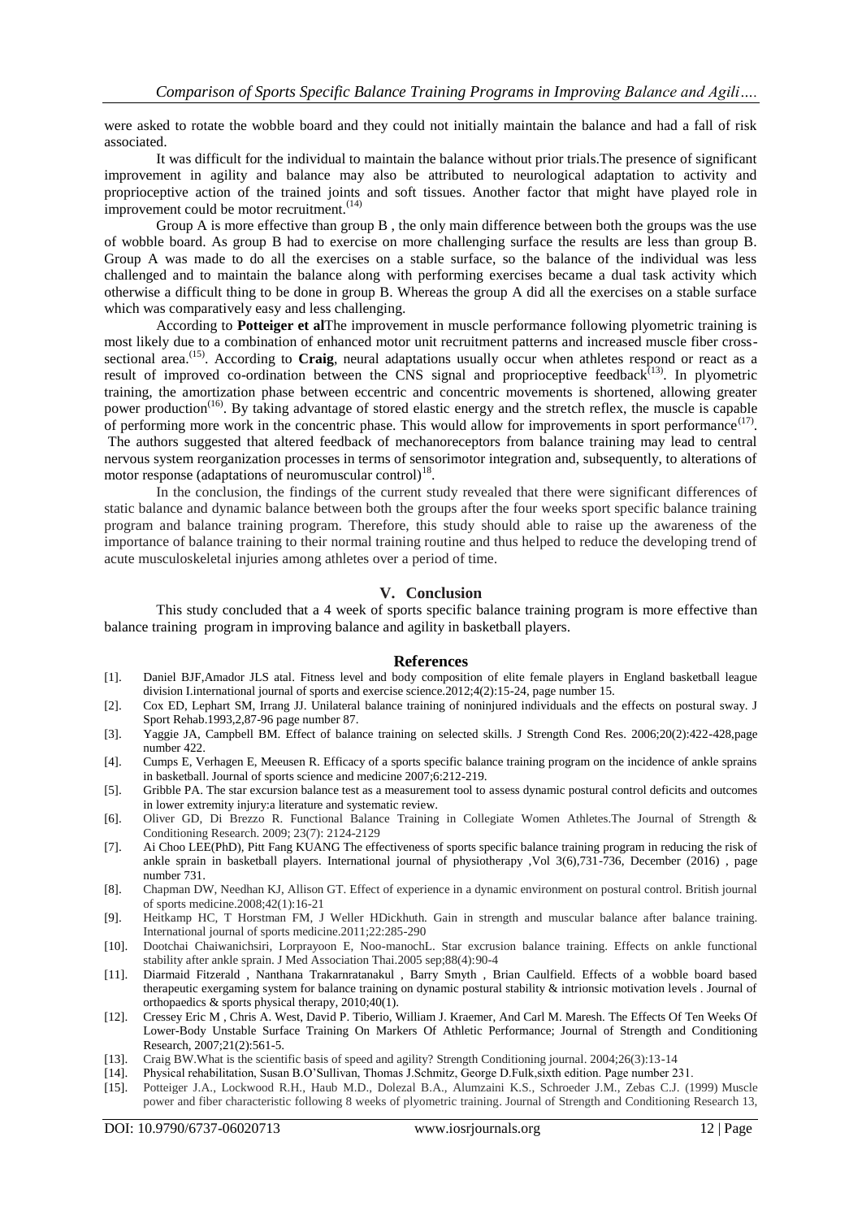were asked to rotate the wobble board and they could not initially maintain the balance and had a fall of risk associated.

It was difficult for the individual to maintain the balance without prior trials.The presence of significant improvement in agility and balance may also be attributed to neurological adaptation to activity and proprioceptive action of the trained joints and soft tissues. Another factor that might have played role in improvement could be motor recruitment.[(14)]

Group A is more effective than group B , the only main difference between both the groups was the use of wobble board. As group B had to exercise on more challenging surface the results are less than group B. Group A was made to do all the exercises on a stable surface, so the balance of the individual was less challenged and to maintain the balance along with performing exercises became a dual task activity which otherwise a difficult thing to be done in group B. Whereas the group A did all the exercises on a stable surface which was comparatively easy and less challenging.

According to **Potteiger et al**The improvement in muscle performance following plyometric training is most likely due to a combination of enhanced motor unit recruitment patterns and increased muscle fiber cross-sectional area.[(15)]. According to **Craig**, neural adaptations usually occur when athletes respond or react as a result of improved co-ordination between the CNS signal and proprioceptive feedback[(13)]. In plyometric training, the amortization phase between eccentric and concentric movements is shortened, allowing greater power production[(16)]. By taking advantage of stored elastic energy and the stretch reflex, the muscle is capable of performing more work in the concentric phase. This would allow for improvements in sport performance[(17)]. The authors suggested that altered feedback of mechanoreceptors from balance training may lead to central nervous system reorganization processes in terms of sensorimotor integration and, subsequently, to alterations of motor response (adaptations of neuromuscular control)[18].

In the conclusion, the findings of the current study revealed that there were significant differences of static balance and dynamic balance between both the groups after the four weeks sport specific balance training program and balance training program. Therefore, this study should able to raise up the awareness of the importance of balance training to their normal training routine and thus helped to reduce the developing trend of acute musculoskeletal injuries among athletes over a period of time.

## V. Conclusion

This study concluded that a 4 week of sports specific balance training program is more effective than balance training program in improving balance and agility in basketball players.

## References

[1]. Daniel BJF,Amador JLS atal. Fitness level and body composition of elite female players in England basketball league division I.international journal of sports and exercise science.2012;4(2):15-24, page number 15.

[2]. Cox ED, Lephart SM, Irrang JJ. Unilateral balance training of noninjured individuals and the effects on postural sway. J Sport Rehab.1993,2,87-96 page number 87.

[3]. Yaggie JA, Campbell BM. Effect of balance training on selected skills. J Strength Cond Res. 2006;20(2):422-428,page number 422.

[4]. Cumps E, Verhagen E, Meeusen R. Efficacy of a sports specific balance training program on the incidence of ankle sprains in basketball. Journal of sports science and medicine 2007;6:212-219.

[5]. Gribble PA. The star excursion balance test as a measurement tool to assess dynamic postural control deficits and outcomes in lower extremity injury:a literature and systematic review.

[6]. Oliver GD, Di Brezzo R. Functional Balance Training in Collegiate Women Athletes.The Journal of Strength & Conditioning Research. 2009; 23(7): 2124-2129

[7]. Ai Choo LEE(PhD), Pitt Fang KUANG The effectiveness of sports specific balance training program in reducing the risk of ankle sprain in basketball players. International journal of physiotherapy ,Vol 3(6),731-736, December (2016) , page number 731.

[8]. Chapman DW, Needhan KJ, Allison GT. Effect of experience in a dynamic environment on postural control. British journal of sports medicine.2008;42(1):16-21

[9]. Heitkamp HC, T Horstman FM, J Weller HDickhuth. Gain in strength and muscular balance after balance training. International journal of sports medicine.2011;22:285-290

[10]. Dootchai Chaiwanichsiri, Lorprayoon E, Noo-manochL. Star excrusion balance training. Effects on ankle functional stability after ankle sprain. J Med Association Thai.2005 sep;88(4):90-4

[11]. Diarmaid Fitzerald , Nanthana Trakarnratanakul , Barry Smyth , Brian Caulfield. Effects of a wobble board based therapeutic exergaming system for balance training on dynamic postural stability & intrionsic motivation levels . Journal of orthopaedics & sports physical therapy, 2010;40(1).

[12]. Cressey Eric M , Chris A. West, David P. Tiberio, William J. Kraemer, And Carl M. Maresh. The Effects Of Ten Weeks Of Lower-Body Unstable Surface Training On Markers Of Athletic Performance; Journal of Strength and Conditioning Research, 2007;21(2):561-5.

[13]. Craig BW.What is the scientific basis of speed and agility? Strength Conditioning journal. 2004;26(3):13-14

[14]. Physical rehabilitation, Susan B.O'Sullivan, Thomas J.Schmitz, George D.Fulk,sixth edition. Page number 231.

[15]. Potteiger J.A., Lockwood R.H., Haub M.D., Dolezal B.A., Alumzaini K.S., Schroeder J.M., Zebas C.J. (1999) Muscle power and fiber characteristic following 8 weeks of plyometric training. Journal of Strength and Conditioning Research 13,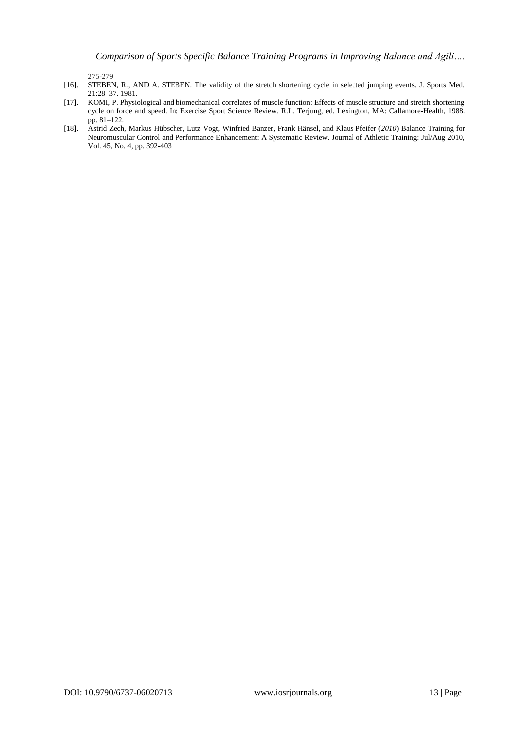275-279

[16]. STEBEN, R., AND A. STEBEN. The validity of the stretch shortening cycle in selected jumping events. J. Sports Med. 21:28–37. 1981.

[17]. KOMI, P. Physiological and biomechanical correlates of muscle function: Effects of muscle structure and stretch shortening cycle on force and speed. In: Exercise Sport Science Review. R.L. Terjung, ed. Lexington, MA: Callamore-Health, 1988. pp. 81–122.

[18]. Astrid Zech, Markus Hübscher, Lutz Vogt, Winfried Banzer, Frank Hänsel, and Klaus Pfeifer (*2010*) Balance Training for Neuromuscular Control and Performance Enhancement: A Systematic Review. Journal of Athletic Training: Jul/Aug 2010, Vol. 45, No. 4, pp. 392-403